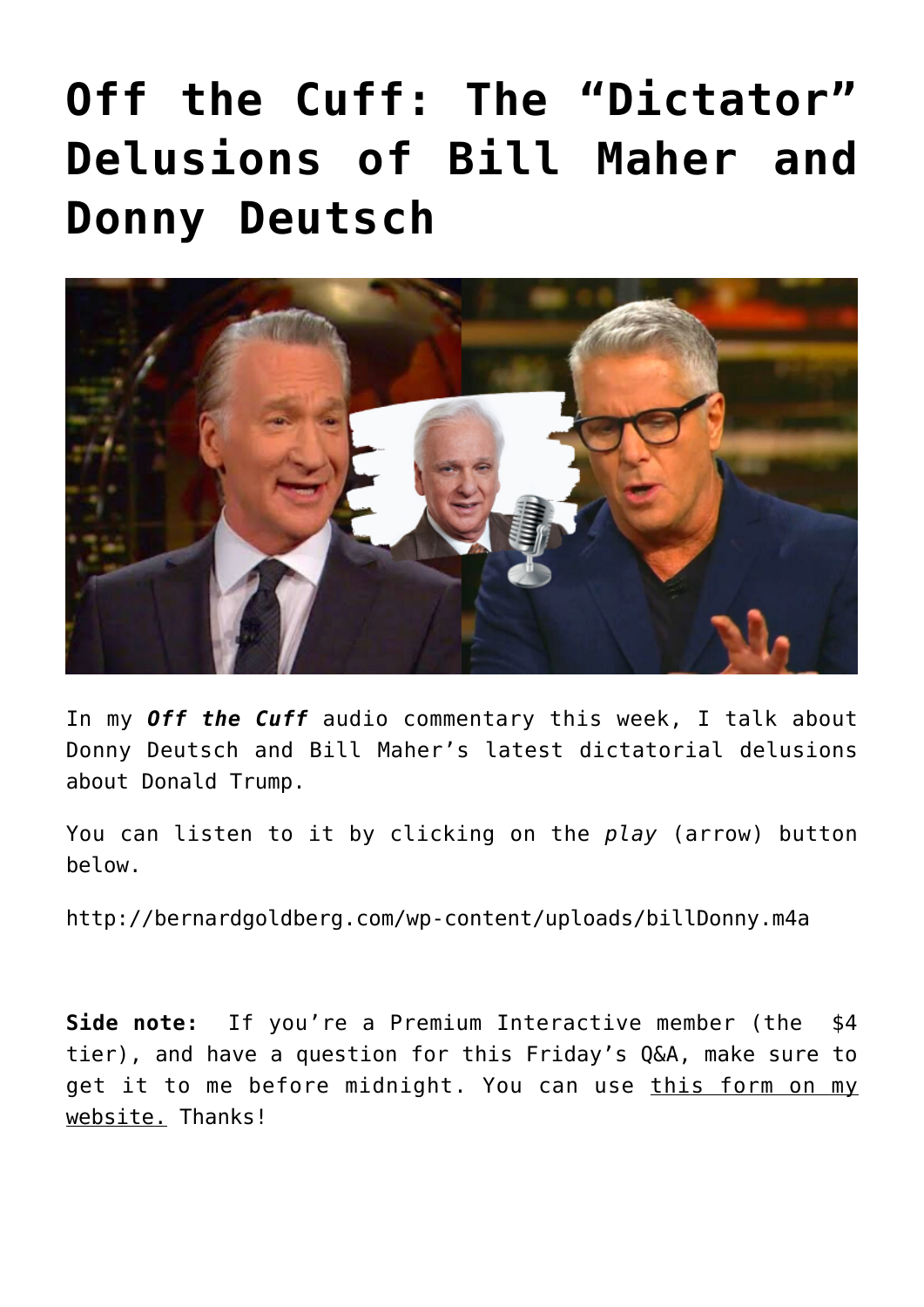# Off the Cuff: The "Dictator" Delusions of Bill Maher and Donny Deutsch

In my ***Off the Cuff*** audio commentary this week, I talk about Donny Deutsch and Bill Maher's latest dictatorial delusions about Donald Trump.

You can listen to it by clicking on the *play* (arrow) button below.

http://bernardgoldberg.com/wp-content/uploads/billDonny.m4a

**Side note:** If you're a Premium Interactive member (the $4 tier), and have a question for this Friday's Q&A, make sure to get it to me before midnight. You can use this form on my website. Thanks!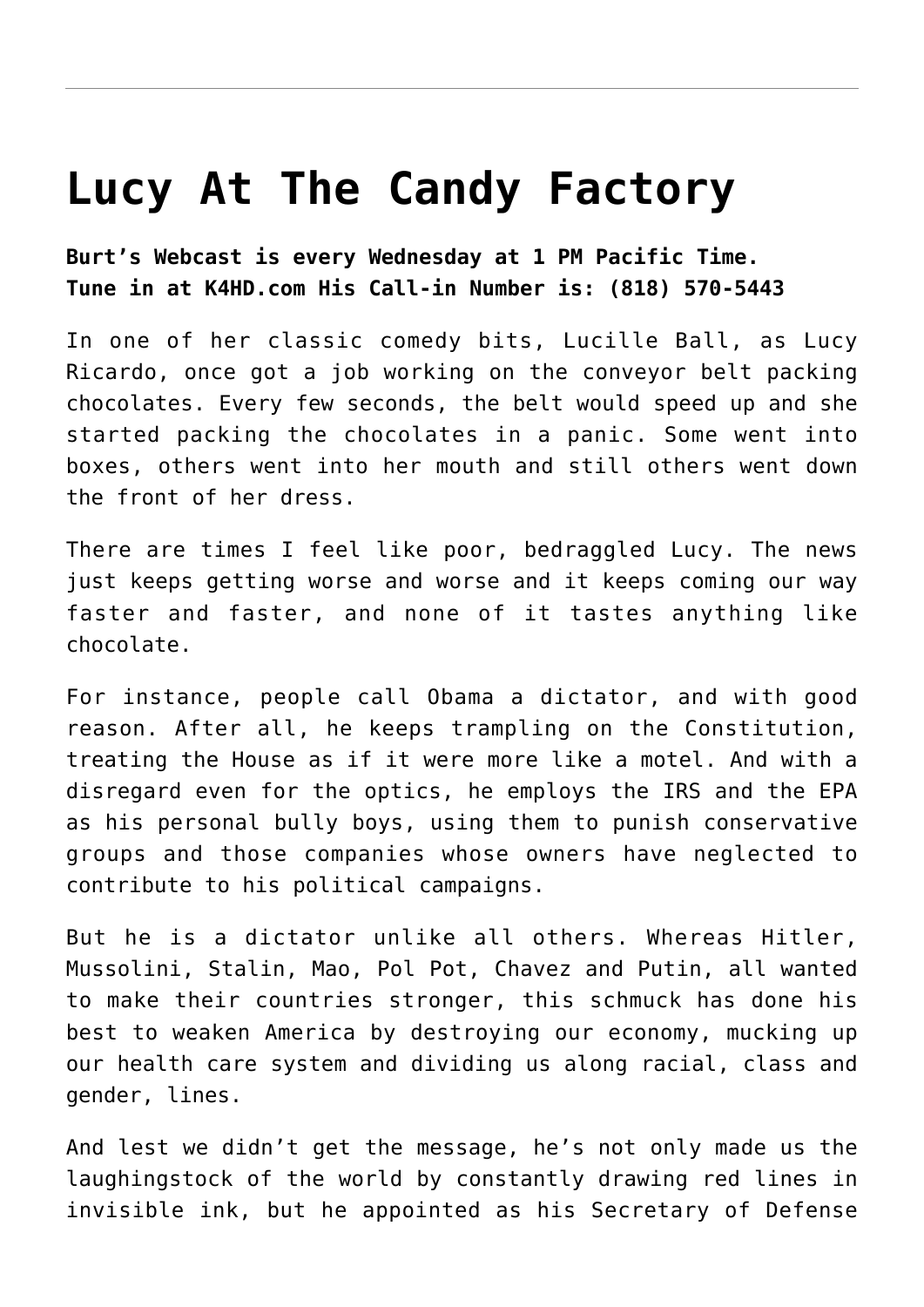# Lucy At The Candy Factory

**Burt's Webcast is every Wednesday at 1 PM Pacific Time. Tune in at K4HD.com His Call-in Number is: (818) 570-5443**

In one of her classic comedy bits, Lucille Ball, as Lucy Ricardo, once got a job working on the conveyor belt packing chocolates. Every few seconds, the belt would speed up and she started packing the chocolates in a panic. Some went into boxes, others went into her mouth and still others went down the front of her dress.

There are times I feel like poor, bedraggled Lucy. The news just keeps getting worse and worse and it keeps coming our way faster and faster, and none of it tastes anything like chocolate.

For instance, people call Obama a dictator, and with good reason. After all, he keeps trampling on the Constitution, treating the House as if it were more like a motel. And with a disregard even for the optics, he employs the IRS and the EPA as his personal bully boys, using them to punish conservative groups and those companies whose owners have neglected to contribute to his political campaigns.

But he is a dictator unlike all others. Whereas Hitler, Mussolini, Stalin, Mao, Pol Pot, Chavez and Putin, all wanted to make their countries stronger, this schmuck has done his best to weaken America by destroying our economy, mucking up our health care system and dividing us along racial, class and gender, lines.

And lest we didn't get the message, he's not only made us the laughingstock of the world by constantly drawing red lines in invisible ink, but he appointed as his Secretary of Defense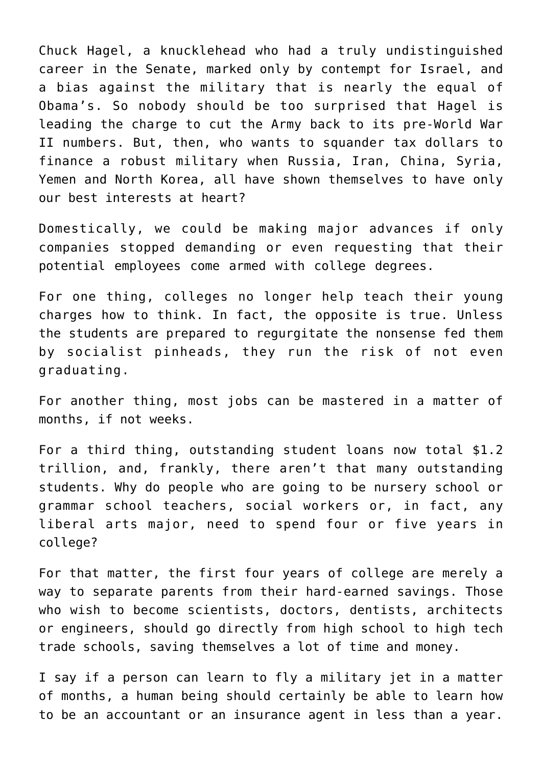Chuck Hagel, a knucklehead who had a truly undistinguished career in the Senate, marked only by contempt for Israel, and a bias against the military that is nearly the equal of Obama's. So nobody should be too surprised that Hagel is leading the charge to cut the Army back to its pre-World War II numbers. But, then, who wants to squander tax dollars to finance a robust military when Russia, Iran, China, Syria, Yemen and North Korea, all have shown themselves to have only our best interests at heart?

Domestically, we could be making major advances if only companies stopped demanding or even requesting that their potential employees come armed with college degrees.

For one thing, colleges no longer help teach their young charges how to think. In fact, the opposite is true. Unless the students are prepared to regurgitate the nonsense fed them by socialist pinheads, they run the risk of not even graduating.

For another thing, most jobs can be mastered in a matter of months, if not weeks.

For a third thing, outstanding student loans now total $1.2 trillion, and, frankly, there aren't that many outstanding students. Why do people who are going to be nursery school or grammar school teachers, social workers or, in fact, any liberal arts major, need to spend four or five years in college?

For that matter, the first four years of college are merely a way to separate parents from their hard-earned savings. Those who wish to become scientists, doctors, dentists, architects or engineers, should go directly from high school to high tech trade schools, saving themselves a lot of time and money.

I say if a person can learn to fly a military jet in a matter of months, a human being should certainly be able to learn how to be an accountant or an insurance agent in less than a year.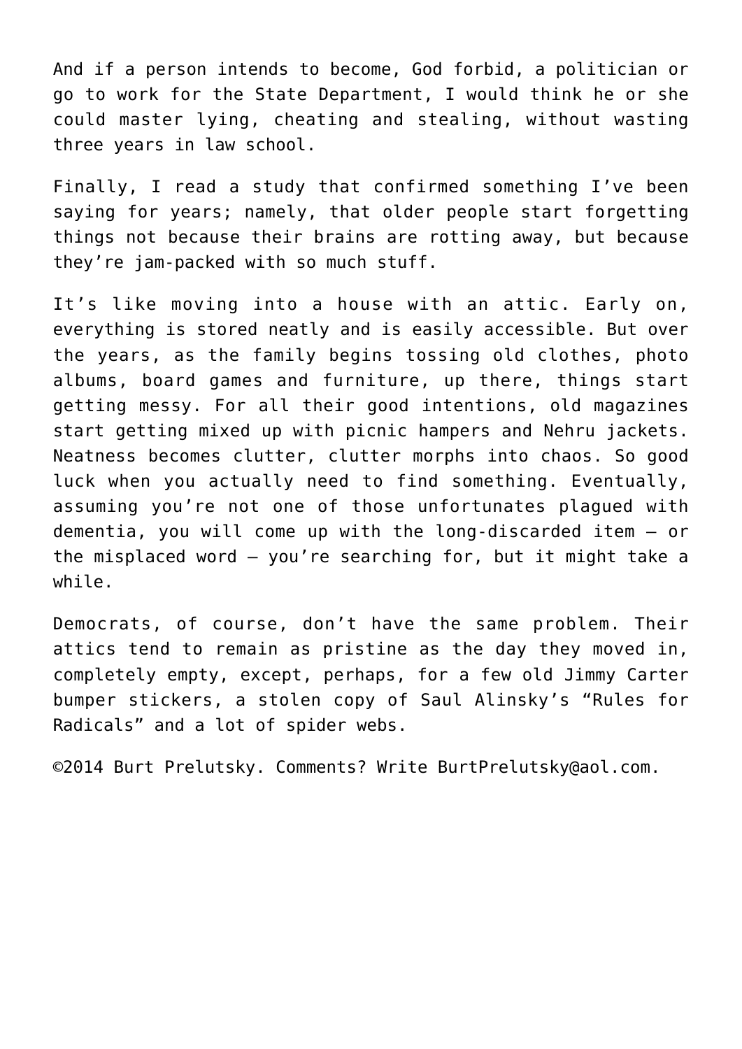And if a person intends to become, God forbid, a politician or go to work for the State Department, I would think he or she could master lying, cheating and stealing, without wasting three years in law school.

Finally, I read a study that confirmed something I've been saying for years; namely, that older people start forgetting things not because their brains are rotting away, but because they're jam-packed with so much stuff.

It's like moving into a house with an attic. Early on, everything is stored neatly and is easily accessible. But over the years, as the family begins tossing old clothes, photo albums, board games and furniture, up there, things start getting messy. For all their good intentions, old magazines start getting mixed up with picnic hampers and Nehru jackets. Neatness becomes clutter, clutter morphs into chaos. So good luck when you actually need to find something. Eventually, assuming you're not one of those unfortunates plagued with dementia, you will come up with the long-discarded item – or the misplaced word – you're searching for, but it might take a while.

Democrats, of course, don't have the same problem. Their attics tend to remain as pristine as the day they moved in, completely empty, except, perhaps, for a few old Jimmy Carter bumper stickers, a stolen copy of Saul Alinsky's "Rules for Radicals" and a lot of spider webs.

©2014 Burt Prelutsky. Comments? Write BurtPrelutsky@aol.com.